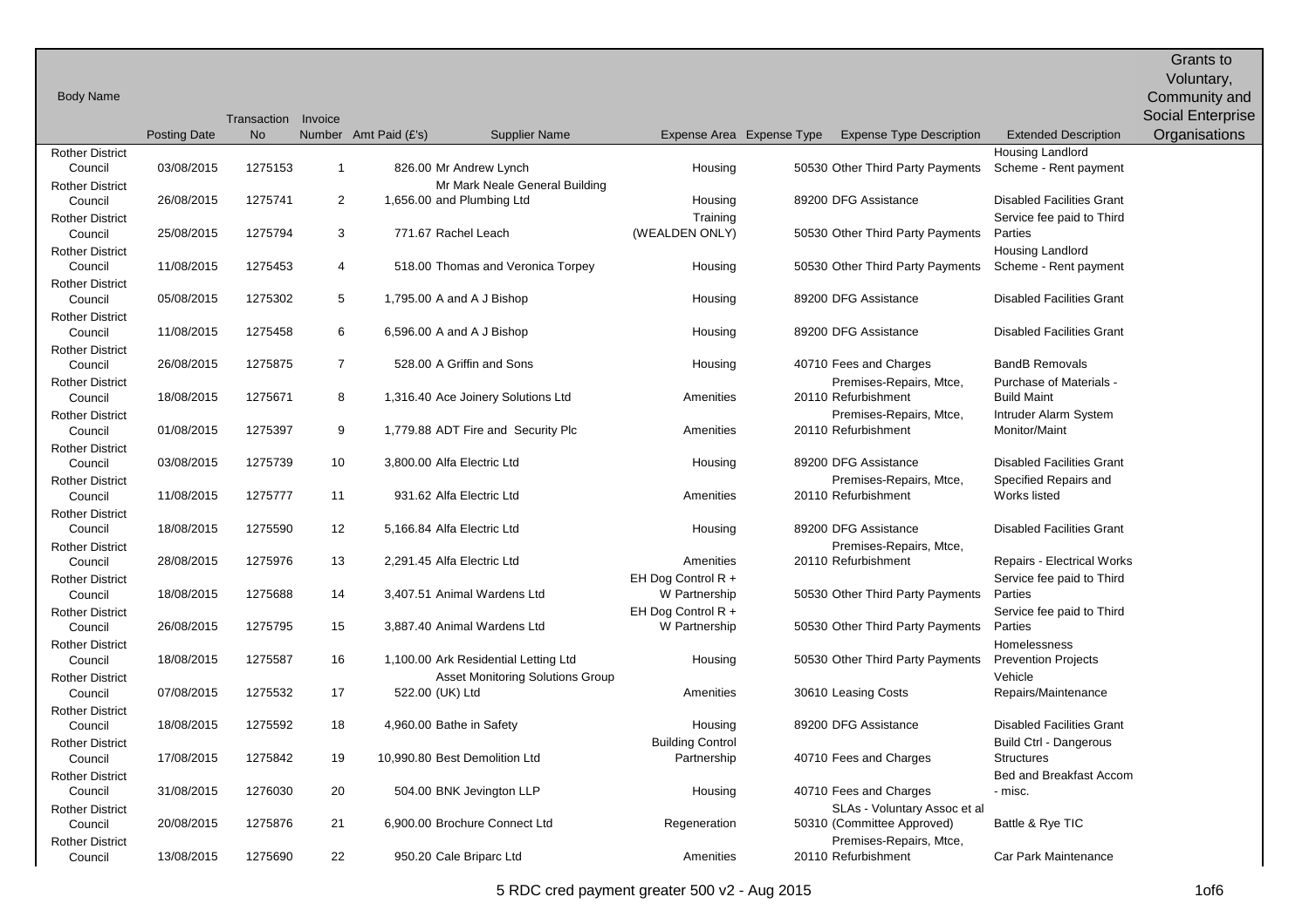| Body Name | Posting Date | Transaction No | Invoice Number | Amt Paid (£'s) | Supplier Name | Expense Area | Expense Type | Expense Type Description | Extended Description | Grants to Voluntary, Community and Social Enterprise Organisations |
|---|---|---|---|---|---|---|---|---|---|---|
| Rother District Council | 03/08/2015 | 1275153 | 1 | 826.00 | Mr Andrew Lynch | Housing | 50530 | Other Third Party Payments | Housing Landlord Scheme - Rent payment | |
| Rother District Council | 26/08/2015 | 1275741 | 2 | 1,656.00 | Mr Mark Neale General Building and Plumbing Ltd | Housing | 89200 | DFG Assistance | Disabled Facilities Grant | |
| Rother District Council | 25/08/2015 | 1275794 | 3 | 771.67 | Rachel Leach | Training (WEALDEN ONLY) | 50530 | Other Third Party Payments | Service fee paid to Third Parties | |
| Rother District Council | 11/08/2015 | 1275453 | 4 | 518.00 | Thomas and Veronica Torpey | Housing | 50530 | Other Third Party Payments | Housing Landlord Scheme - Rent payment | |
| Rother District Council | 05/08/2015 | 1275302 | 5 | 1,795.00 | A and A J Bishop | Housing | 89200 | DFG Assistance | Disabled Facilities Grant | |
| Rother District Council | 11/08/2015 | 1275458 | 6 | 6,596.00 | A and A J Bishop | Housing | 89200 | DFG Assistance | Disabled Facilities Grant | |
| Rother District Council | 26/08/2015 | 1275875 | 7 | 528.00 | A Griffin and Sons | Housing | 40710 | Fees and Charges | BandB Removals | |
| Rother District Council | 18/08/2015 | 1275671 | 8 | 1,316.40 | Ace Joinery Solutions Ltd | Amenities | 20110 | Premises-Repairs, Mtce, Refurbishment | Purchase of Materials - Build Maint | |
| Rother District Council | 01/08/2015 | 1275397 | 9 | 1,779.88 | ADT Fire and Security Plc | Amenities | 20110 | Premises-Repairs, Mtce, Refurbishment | Intruder Alarm System Monitor/Maint | |
| Rother District Council | 03/08/2015 | 1275739 | 10 | 3,800.00 | Alfa Electric Ltd | Housing | 89200 | DFG Assistance | Disabled Facilities Grant | |
| Rother District Council | 11/08/2015 | 1275777 | 11 | 931.62 | Alfa Electric Ltd | Amenities | 20110 | Premises-Repairs, Mtce, Refurbishment | Specified Repairs and Works listed | |
| Rother District Council | 18/08/2015 | 1275590 | 12 | 5,166.84 | Alfa Electric Ltd | Housing | 89200 | DFG Assistance | Disabled Facilities Grant | |
| Rother District Council | 28/08/2015 | 1275976 | 13 | 2,291.45 | Alfa Electric Ltd | Amenities | 20110 | Premises-Repairs, Mtce, Refurbishment | Repairs - Electrical Works | |
| Rother District Council | 18/08/2015 | 1275688 | 14 | 3,407.51 | Animal Wardens Ltd | EH Dog Control R + W Partnership | 50530 | Other Third Party Payments | Service fee paid to Third Parties | |
| Rother District Council | 26/08/2015 | 1275795 | 15 | 3,887.40 | Animal Wardens Ltd | EH Dog Control R + W Partnership | 50530 | Other Third Party Payments | Service fee paid to Third Parties | |
| Rother District Council | 18/08/2015 | 1275587 | 16 | 1,100.00 | Ark Residential Letting Ltd | Housing | 50530 | Other Third Party Payments | Homelessness Prevention Projects | |
| Rother District Council | 07/08/2015 | 1275532 | 17 | 522.00 | Asset Monitoring Solutions Group (UK) Ltd | Amenities | 30610 | Leasing Costs | Vehicle Repairs/Maintenance | |
| Rother District Council | 18/08/2015 | 1275592 | 18 | 4,960.00 | Bathe in Safety | Housing | 89200 | DFG Assistance | Disabled Facilities Grant | |
| Rother District Council | 17/08/2015 | 1275842 | 19 | 10,990.80 | Best Demolition Ltd | Building Control Partnership | 40710 | Fees and Charges | Build Ctrl - Dangerous Structures | |
| Rother District Council | 31/08/2015 | 1276030 | 20 | 504.00 | BNK Jevington LLP | Housing | 40710 | Fees and Charges | Bed and Breakfast Accom - misc. | |
| Rother District Council | 20/08/2015 | 1275876 | 21 | 6,900.00 | Brochure Connect Ltd | Regeneration | 50310 | SLAs - Voluntary Assoc et al (Committee Approved) | Battle & Rye TIC | |
| Rother District Council | 13/08/2015 | 1275690 | 22 | 950.20 | Cale Briparc Ltd | Amenities | 20110 | Premises-Repairs, Mtce, Refurbishment | Car Park Maintenance | |

5 RDC cred payment greater 500 v2 - Aug 2015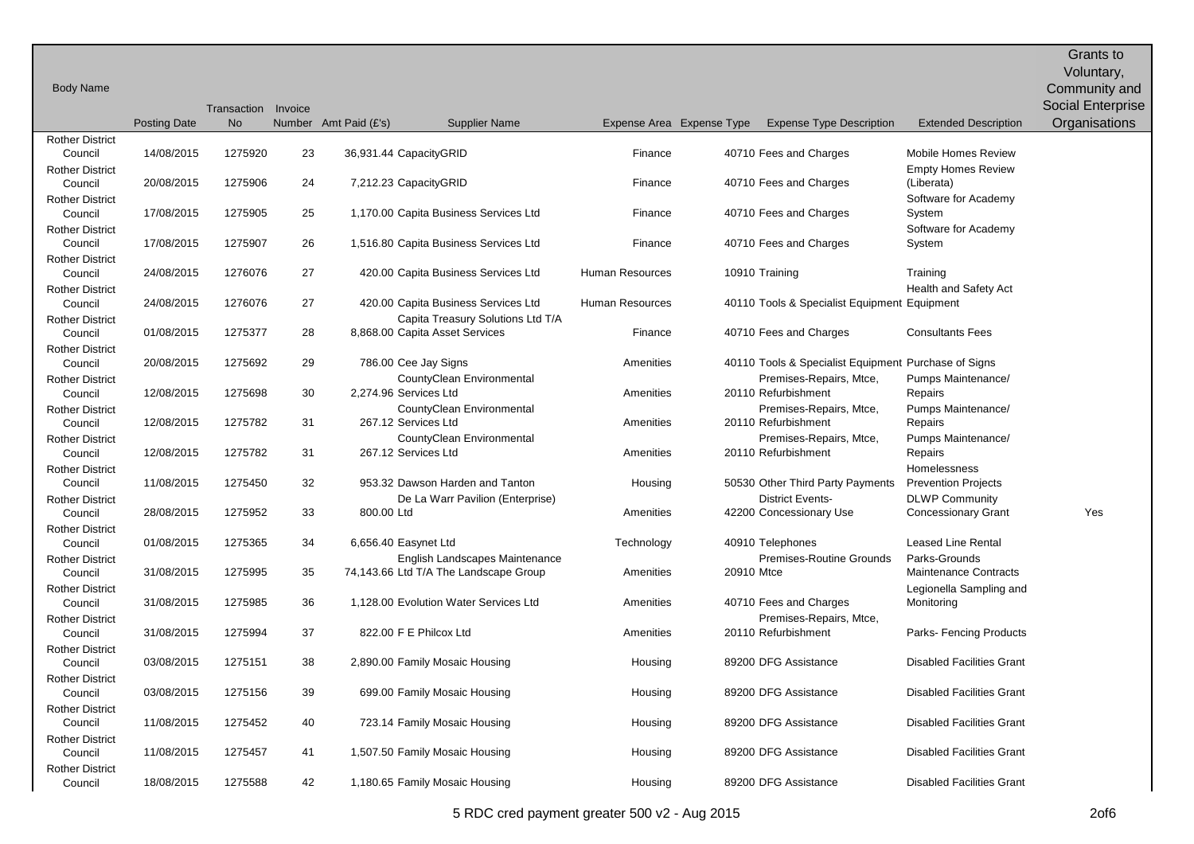| Body Name | Posting Date | Transaction No | Invoice Number | Amt Paid (£'s) | Supplier Name | Expense Area | Expense Type | Expense Type Description | Extended Description | Grants to Voluntary, Community and Social Enterprise Organisations |
|---|---|---|---|---|---|---|---|---|---|---|
| Rother District Council | 14/08/2015 | 1275920 | 23 | 36,931.44 | CapacityGRID | Finance | 40710 | Fees and Charges | Mobile Homes Review | |
| Rother District Council | 20/08/2015 | 1275906 | 24 | 7,212.23 | CapacityGRID | Finance | 40710 | Fees and Charges | Empty Homes Review (Liberata) | |
| Rother District Council | 17/08/2015 | 1275905 | 25 | 1,170.00 | Capita Business Services Ltd | Finance | 40710 | Fees and Charges | Software for Academy System | |
| Rother District Council | 17/08/2015 | 1275907 | 26 | 1,516.80 | Capita Business Services Ltd | Finance | 40710 | Fees and Charges | Software for Academy System | |
| Rother District Council | 24/08/2015 | 1276076 | 27 | 420.00 | Capita Business Services Ltd | Human Resources | 10910 | Training | Training | |
| Rother District Council | 24/08/2015 | 1276076 | 27 | 420.00 | Capita Business Services Ltd | Human Resources | 40110 | Tools & Specialist Equipment | Health and Safety Act Equipment | |
| Rother District Council | 01/08/2015 | 1275377 | 28 | 8,868.00 | Capita Treasury Solutions Ltd T/A Capita Asset Services | Finance | 40710 | Fees and Charges | Consultants Fees | |
| Rother District Council | 20/08/2015 | 1275692 | 29 | 786.00 | Cee Jay Signs | Amenities | 40110 | Tools & Specialist Equipment | Purchase of Signs | |
| Rother District Council | 12/08/2015 | 1275698 | 30 | 2,274.96 | CountyClean Environmental Services Ltd | Amenities | 20110 | Premises-Repairs, Mtce, Refurbishment | Pumps Maintenance/ Repairs | |
| Rother District Council | 12/08/2015 | 1275782 | 31 | 267.12 | CountyClean Environmental Services Ltd | Amenities | 20110 | Premises-Repairs, Mtce, Refurbishment | Pumps Maintenance/ Repairs | |
| Rother District Council | 12/08/2015 | 1275782 | 31 | 267.12 | CountyClean Environmental Services Ltd | Amenities | 20110 | Premises-Repairs, Mtce, Refurbishment | Pumps Maintenance/ Repairs | |
| Rother District Council | 11/08/2015 | 1275450 | 32 | 953.32 | Dawson Harden and Tanton | Housing | 50530 | Other Third Party Payments | Homelessness Prevention Projects | |
| Rother District Council | 28/08/2015 | 1275952 | 33 | 800.00 | De La Warr Pavilion (Enterprise) Ltd | Amenities | 42200 | District Events-Concessionary Use | DLWP Community Concessionary Grant | Yes |
| Rother District Council | 01/08/2015 | 1275365 | 34 | 6,656.40 | Easynet Ltd | Technology | 40910 | Telephones | Leased Line Rental | |
| Rother District Council | 31/08/2015 | 1275995 | 35 | 74,143.66 | English Landscapes Maintenance Ltd T/A The Landscape Group | Amenities | 20910 | Premises-Routine Grounds Mtce | Parks-Grounds Maintenance Contracts | |
| Rother District Council | 31/08/2015 | 1275985 | 36 | 1,128.00 | Evolution Water Services Ltd | Amenities | 40710 | Fees and Charges | Legionella Sampling and Monitoring | |
| Rother District Council | 31/08/2015 | 1275994 | 37 | 822.00 | F E Philcox Ltd | Amenities | 20110 | Premises-Repairs, Mtce, Refurbishment | Parks- Fencing Products | |
| Rother District Council | 03/08/2015 | 1275151 | 38 | 2,890.00 | Family Mosaic Housing | Housing | 89200 | DFG Assistance | Disabled Facilities Grant | |
| Rother District Council | 03/08/2015 | 1275156 | 39 | 699.00 | Family Mosaic Housing | Housing | 89200 | DFG Assistance | Disabled Facilities Grant | |
| Rother District Council | 11/08/2015 | 1275452 | 40 | 723.14 | Family Mosaic Housing | Housing | 89200 | DFG Assistance | Disabled Facilities Grant | |
| Rother District Council | 11/08/2015 | 1275457 | 41 | 1,507.50 | Family Mosaic Housing | Housing | 89200 | DFG Assistance | Disabled Facilities Grant | |
| Rother District Council | 18/08/2015 | 1275588 | 42 | 1,180.65 | Family Mosaic Housing | Housing | 89200 | DFG Assistance | Disabled Facilities Grant | |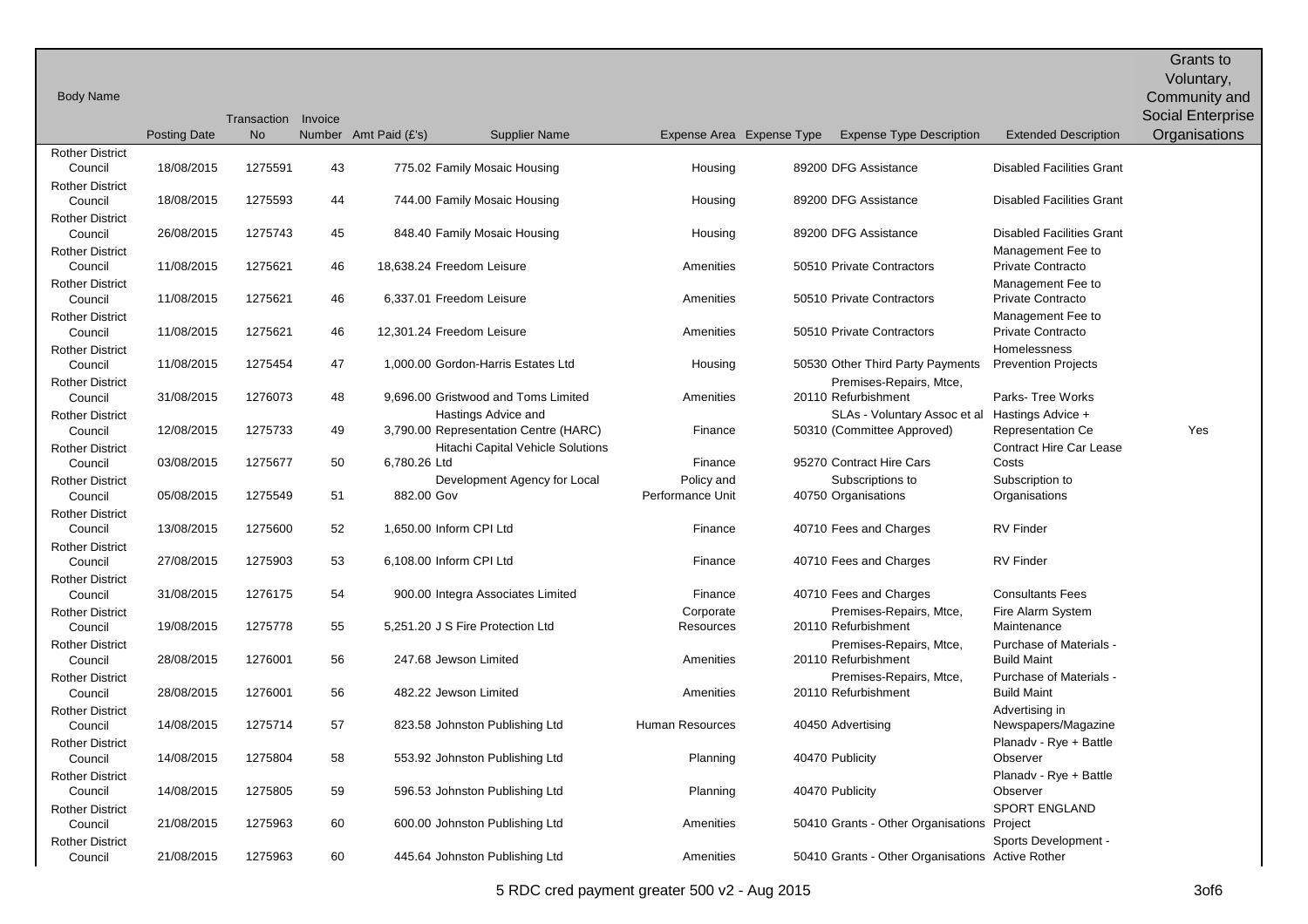| Body Name | Posting Date | Transaction No | Invoice Number | Amt Paid (£'s) | Supplier Name | Expense Area | Expense Type | Expense Type Description | Extended Description | Grants to Voluntary, Community and Social Enterprise Organisations |
|---|---|---|---|---|---|---|---|---|---|---|
| Rother District Council | 18/08/2015 | 1275591 | 43 | 775.02 | Family Mosaic Housing | Housing | 89200 | DFG Assistance | Disabled Facilities Grant | |
| Rother District Council | 18/08/2015 | 1275593 | 44 | 744.00 | Family Mosaic Housing | Housing | 89200 | DFG Assistance | Disabled Facilities Grant | |
| Rother District Council | 26/08/2015 | 1275743 | 45 | 848.40 | Family Mosaic Housing | Housing | 89200 | DFG Assistance | Disabled Facilities Grant | |
| Rother District Council | 11/08/2015 | 1275621 | 46 | 18,638.24 | Freedom Leisure | Amenities | 50510 | Private Contractors | Management Fee to Private Contracto | |
| Rother District Council | 11/08/2015 | 1275621 | 46 | 6,337.01 | Freedom Leisure | Amenities | 50510 | Private Contractors | Management Fee to Private Contracto | |
| Rother District Council | 11/08/2015 | 1275621 | 46 | 12,301.24 | Freedom Leisure | Amenities | 50510 | Private Contractors | Management Fee to Private Contracto | |
| Rother District Council | 11/08/2015 | 1275454 | 47 | 1,000.00 | Gordon-Harris Estates Ltd | Housing | 50530 | Other Third Party Payments | Homelessness Prevention Projects | |
| Rother District Council | 31/08/2015 | 1276073 | 48 | 9,696.00 | Gristwood and Toms Limited | Amenities | 20110 | Premises-Repairs, Mtce, Refurbishment | Parks- Tree Works | |
| Rother District Council | 12/08/2015 | 1275733 | 49 | 3,790.00 | Hastings Advice and Representation Centre (HARC) | Finance | 50310 | SLAs - Voluntary Assoc et al (Committee Approved) | Hastings Advice + Representation Ce | Yes |
| Rother District Council | 03/08/2015 | 1275677 | 50 | 6,780.26 | Hitachi Capital Vehicle Solutions Ltd | Finance | 95270 | Contract Hire Cars | Contract Hire Car Lease Costs | |
| Rother District Council | 05/08/2015 | 1275549 | 51 | 882.00 | Development Agency for Local Gov | Policy and Performance Unit | 40750 | Subscriptions to Organisations | Subscription to Organisations | |
| Rother District Council | 13/08/2015 | 1275600 | 52 | 1,650.00 | Inform CPI Ltd | Finance | 40710 | Fees and Charges | RV Finder | |
| Rother District Council | 27/08/2015 | 1275903 | 53 | 6,108.00 | Inform CPI Ltd | Finance | 40710 | Fees and Charges | RV Finder | |
| Rother District Council | 31/08/2015 | 1276175 | 54 | 900.00 | Integra Associates Limited | Finance | 40710 | Fees and Charges | Consultants Fees | |
| Rother District Council | 19/08/2015 | 1275778 | 55 | 5,251.20 | J S Fire Protection Ltd | Corporate Resources | 20110 | Premises-Repairs, Mtce, Refurbishment | Fire Alarm System Maintenance | |
| Rother District Council | 28/08/2015 | 1276001 | 56 | 247.68 | Jewson Limited | Amenities | 20110 | Premises-Repairs, Mtce, Refurbishment | Purchase of Materials - Build Maint | |
| Rother District Council | 28/08/2015 | 1276001 | 56 | 482.22 | Jewson Limited | Amenities | 20110 | Premises-Repairs, Mtce, Refurbishment | Purchase of Materials - Build Maint | |
| Rother District Council | 14/08/2015 | 1275714 | 57 | 823.58 | Johnston Publishing Ltd | Human Resources | 40450 | Advertising | Advertising in Newspapers/Magazine | |
| Rother District Council | 14/08/2015 | 1275804 | 58 | 553.92 | Johnston Publishing Ltd | Planning | 40470 | Publicity | Planadv - Rye + Battle Observer | |
| Rother District Council | 14/08/2015 | 1275805 | 59 | 596.53 | Johnston Publishing Ltd | Planning | 40470 | Publicity | Planadv - Rye + Battle Observer | |
| Rother District Council | 21/08/2015 | 1275963 | 60 | 600.00 | Johnston Publishing Ltd | Amenities | 50410 | Grants - Other Organisations | SPORT ENGLAND Project | |
| Rother District Council | 21/08/2015 | 1275963 | 60 | 445.64 | Johnston Publishing Ltd | Amenities | 50410 | Grants - Other Organisations | Sports Development - Active Rother | |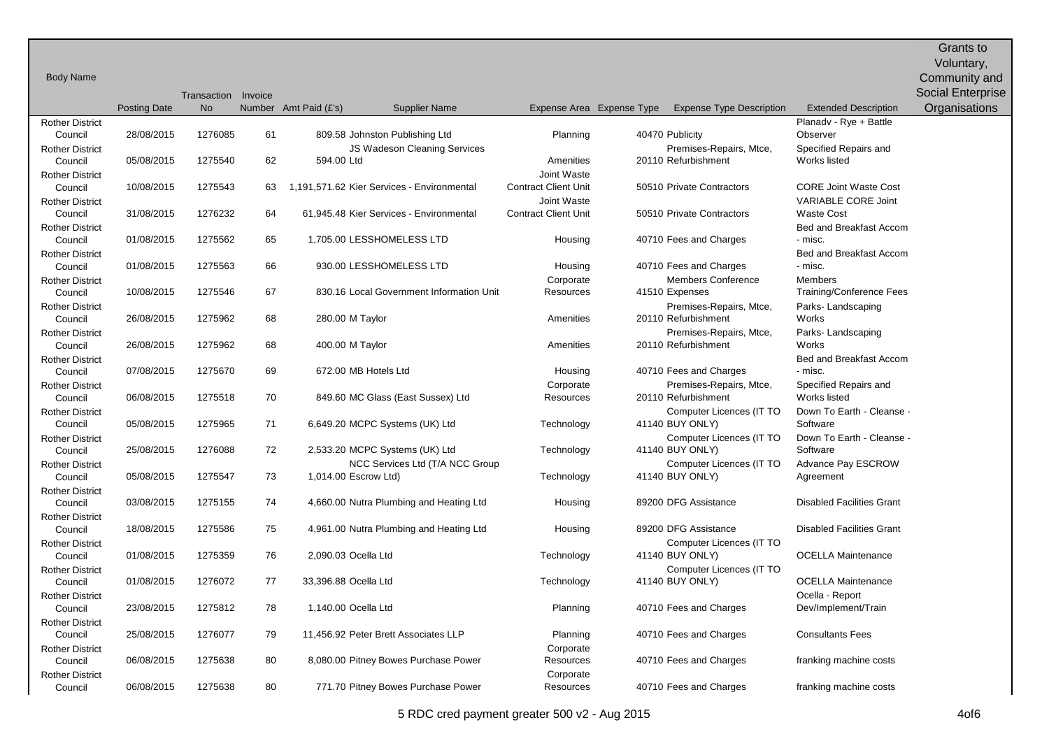| Body Name | Posting Date | Transaction No | Invoice Number | Amt Paid (£'s) | Supplier Name | Expense Area | Expense Type | Expense Type Description | Extended Description | Grants to Voluntary, Community and Social Enterprise Organisations |
|---|---|---|---|---|---|---|---|---|---|---|
| Rother District Council | 28/08/2015 | 1276085 | 61 | 809.58 | Johnston Publishing Ltd | Planning | 40470 | Publicity | Planadv - Rye + Battle Observer | |
| Rother District Council | 05/08/2015 | 1275540 | 62 | 594.00 | JS Wadeson Cleaning Services Ltd | Amenities | 20110 | Premises-Repairs, Mtce, Refurbishment | Specified Repairs and Works listed | |
| Rother District Council | 10/08/2015 | 1275543 | 63 | 1,191,571.62 | Kier Services - Environmental | Joint Waste Contract Client Unit | 50510 | Private Contractors | CORE Joint Waste Cost | |
| Rother District Council | 31/08/2015 | 1276232 | 64 | 61,945.48 | Kier Services - Environmental | Joint Waste Contract Client Unit | 50510 | Private Contractors | VARIABLE CORE Joint Waste Cost | |
| Rother District Council | 01/08/2015 | 1275562 | 65 | 1,705.00 | LESSHOMELESS LTD | Housing | 40710 | Fees and Charges | Bed and Breakfast Accom - misc. | |
| Rother District Council | 01/08/2015 | 1275563 | 66 | 930.00 | LESSHOMELESS LTD | Housing | 40710 | Fees and Charges | Bed and Breakfast Accom - misc. | |
| Rother District Council | 10/08/2015 | 1275546 | 67 | 830.16 | Local Government Information Unit | Corporate Resources | 41510 | Members Conference Expenses | Members Training/Conference Fees | |
| Rother District Council | 26/08/2015 | 1275962 | 68 | 280.00 | M Taylor | Amenities | 20110 | Premises-Repairs, Mtce, Refurbishment | Parks- Landscaping Works | |
| Rother District Council | 26/08/2015 | 1275962 | 68 | 400.00 | M Taylor | Amenities | 20110 | Premises-Repairs, Mtce, Refurbishment | Parks- Landscaping Works | |
| Rother District Council | 07/08/2015 | 1275670 | 69 | 672.00 | MB Hotels Ltd | Housing | 40710 | Fees and Charges | Bed and Breakfast Accom - misc. | |
| Rother District Council | 06/08/2015 | 1275518 | 70 | 849.60 | MC Glass (East Sussex) Ltd | Corporate Resources | 20110 | Premises-Repairs, Mtce, Refurbishment | Specified Repairs and Works listed | |
| Rother District Council | 05/08/2015 | 1275965 | 71 | 6,649.20 | MCPC Systems (UK) Ltd | Technology | 41140 | Computer Licences (IT TO BUY ONLY) | Down To Earth - Cleanse - Software | |
| Rother District Council | 25/08/2015 | 1276088 | 72 | 2,533.20 | MCPC Systems (UK) Ltd | Technology | 41140 | Computer Licences (IT TO BUY ONLY) | Down To Earth - Cleanse - Software | |
| Rother District Council | 05/08/2015 | 1275547 | 73 | 1,014.00 | NCC Services Ltd (T/A NCC Group Escrow Ltd) | Technology | 41140 | Computer Licences (IT TO BUY ONLY) | Advance Pay ESCROW Agreement | |
| Rother District Council | 03/08/2015 | 1275155 | 74 | 4,660.00 | Nutra Plumbing and Heating Ltd | Housing | 89200 | DFG Assistance | Disabled Facilities Grant | |
| Rother District Council | 18/08/2015 | 1275586 | 75 | 4,961.00 | Nutra Plumbing and Heating Ltd | Housing | 89200 | DFG Assistance | Disabled Facilities Grant | |
| Rother District Council | 01/08/2015 | 1275359 | 76 | 2,090.03 | Ocella Ltd | Technology | 41140 | Computer Licences (IT TO BUY ONLY) | OCELLA Maintenance | |
| Rother District Council | 01/08/2015 | 1276072 | 77 | 33,396.88 | Ocella Ltd | Technology | 41140 | Computer Licences (IT TO BUY ONLY) | OCELLA Maintenance | |
| Rother District Council | 23/08/2015 | 1275812 | 78 | 1,140.00 | Ocella Ltd | Planning | 40710 | Fees and Charges | Ocella - Report Dev/Implement/Train | |
| Rother District Council | 25/08/2015 | 1276077 | 79 | 11,456.92 | Peter Brett Associates LLP | Planning | 40710 | Fees and Charges | Consultants Fees | |
| Rother District Council | 06/08/2015 | 1275638 | 80 | 8,080.00 | Pitney Bowes Purchase Power | Corporate Resources | 40710 | Fees and Charges | franking machine costs | |
| Rother District Council | 06/08/2015 | 1275638 | 80 | 771.70 | Pitney Bowes Purchase Power | Corporate Resources | 40710 | Fees and Charges | franking machine costs | |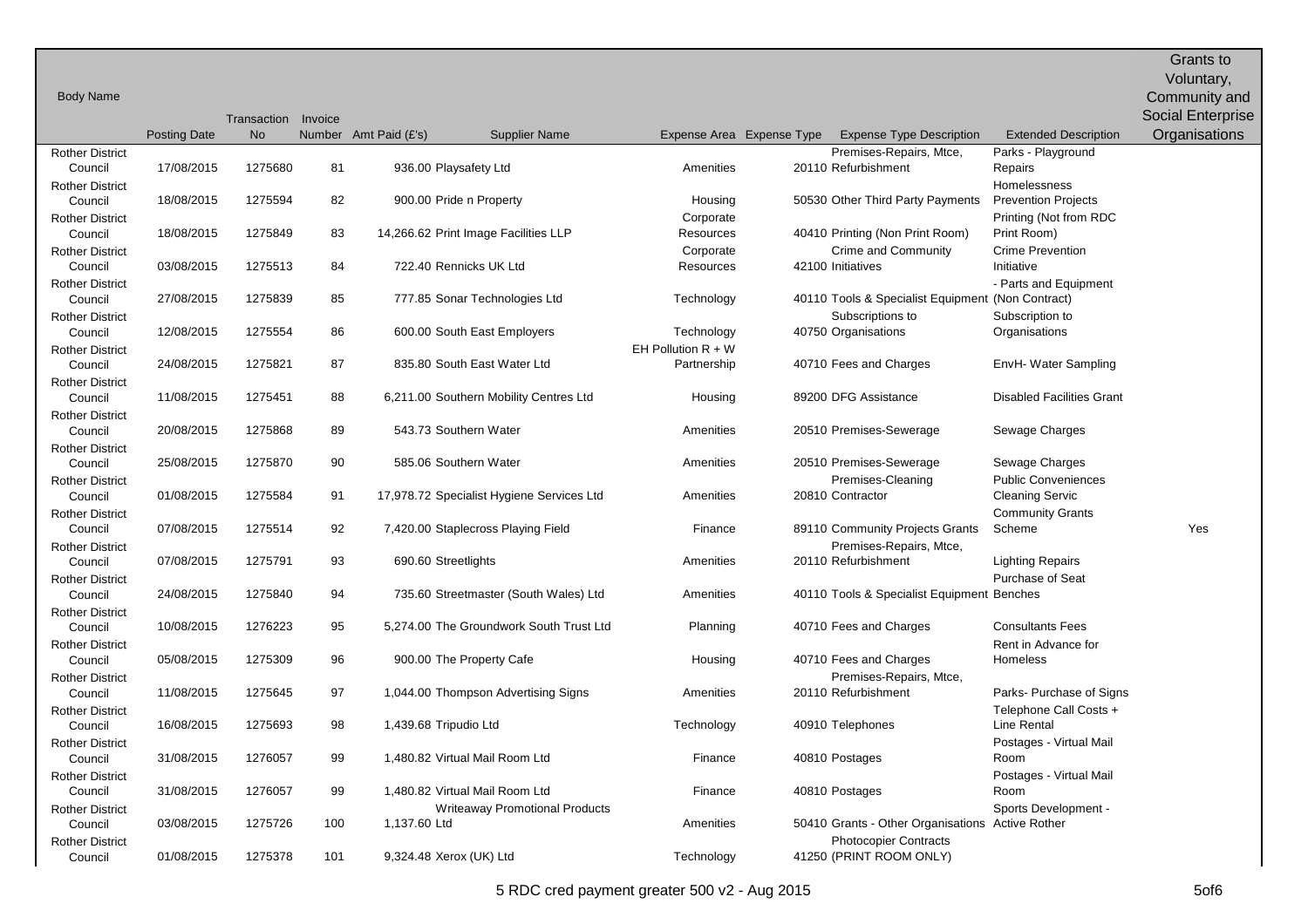| Body Name | Posting Date | Transaction No | Invoice Number | Amt Paid (£'s) | Supplier Name | Expense Area | Expense Type | Expense Type Description | Extended Description | Grants to Voluntary, Community and Social Enterprise Organisations |
|---|---|---|---|---|---|---|---|---|---|---|
| Rother District Council | 17/08/2015 | 1275680 | 81 | 936.00 | Playsafety Ltd | Amenities | 20110 | Premises-Repairs, Mtce, Refurbishment | Parks - Playground Repairs | |
| Rother District Council | 18/08/2015 | 1275594 | 82 | 900.00 | Pride n Property | Housing | 50530 | Other Third Party Payments | Homelessness Prevention Projects | |
| Rother District Council | 18/08/2015 | 1275849 | 83 | 14,266.62 | Print Image Facilities LLP | Corporate Resources | 40410 | Printing (Non Print Room) | Printing (Not from RDC Print Room) | |
| Rother District Council | 03/08/2015 | 1275513 | 84 | 722.40 | Rennicks UK Ltd | Corporate Resources | 42100 | Crime and Community Initiatives | Crime Prevention Initiative | |
| Rother District Council | 27/08/2015 | 1275839 | 85 | 777.85 | Sonar Technologies Ltd | Technology | 40110 | Tools & Specialist Equipment | - Parts and Equipment (Non Contract) | |
| Rother District Council | 12/08/2015 | 1275554 | 86 | 600.00 | South East Employers | Technology | 40750 | Subscriptions to Organisations | Subscription to Organisations | |
| Rother District Council | 24/08/2015 | 1275821 | 87 | 835.80 | South East Water Ltd | EH Pollution R + W Partnership | 40710 | Fees and Charges | EnvH- Water Sampling | |
| Rother District Council | 11/08/2015 | 1275451 | 88 | 6,211.00 | Southern Mobility Centres Ltd | Housing | 89200 | DFG Assistance | Disabled Facilities Grant | |
| Rother District Council | 20/08/2015 | 1275868 | 89 | 543.73 | Southern Water | Amenities | 20510 | Premises-Sewerage | Sewage Charges | |
| Rother District Council | 25/08/2015 | 1275870 | 90 | 585.06 | Southern Water | Amenities | 20510 | Premises-Sewerage | Sewage Charges | |
| Rother District Council | 01/08/2015 | 1275584 | 91 | 17,978.72 | Specialist Hygiene Services Ltd | Amenities | 20810 | Premises-Cleaning Contractor | Public Conveniences Cleaning Servic | |
| Rother District Council | 07/08/2015 | 1275514 | 92 | 7,420.00 | Staplecross Playing Field | Finance | 89110 | Community Projects Grants | Community Grants Scheme | Yes |
| Rother District Council | 07/08/2015 | 1275791 | 93 | 690.60 | Streetlights | Amenities | 20110 | Premises-Repairs, Mtce, Refurbishment | Lighting Repairs | |
| Rother District Council | 24/08/2015 | 1275840 | 94 | 735.60 | Streetmaster (South Wales) Ltd | Amenities | 40110 | Tools & Specialist Equipment | Purchase of Seat Benches | |
| Rother District Council | 10/08/2015 | 1276223 | 95 | 5,274.00 | The Groundwork South Trust Ltd | Planning | 40710 | Fees and Charges | Consultants Fees | |
| Rother District Council | 05/08/2015 | 1275309 | 96 | 900.00 | The Property Cafe | Housing | 40710 | Fees and Charges | Rent in Advance for Homeless | |
| Rother District Council | 11/08/2015 | 1275645 | 97 | 1,044.00 | Thompson Advertising Signs | Amenities | 20110 | Premises-Repairs, Mtce, Refurbishment | Parks- Purchase of Signs | |
| Rother District Council | 16/08/2015 | 1275693 | 98 | 1,439.68 | Tripudio Ltd | Technology | 40910 | Telephones | Telephone Call Costs + Line Rental | |
| Rother District Council | 31/08/2015 | 1276057 | 99 | 1,480.82 | Virtual Mail Room Ltd | Finance | 40810 | Postages | Postages - Virtual Mail Room | |
| Rother District Council | 31/08/2015 | 1276057 | 99 | 1,480.82 | Virtual Mail Room Ltd | Finance | 40810 | Postages | Postages - Virtual Mail Room | |
| Rother District Council | 03/08/2015 | 1275726 | 100 | 1,137.60 | Writeaway Promotional Products Ltd | Amenities | 50410 | Grants - Other Organisations | Sports Development - Active Rother | |
| Rother District Council | 01/08/2015 | 1275378 | 101 | 9,324.48 | Xerox (UK) Ltd | Technology | 41250 | Photocopier Contracts (PRINT ROOM ONLY) | | |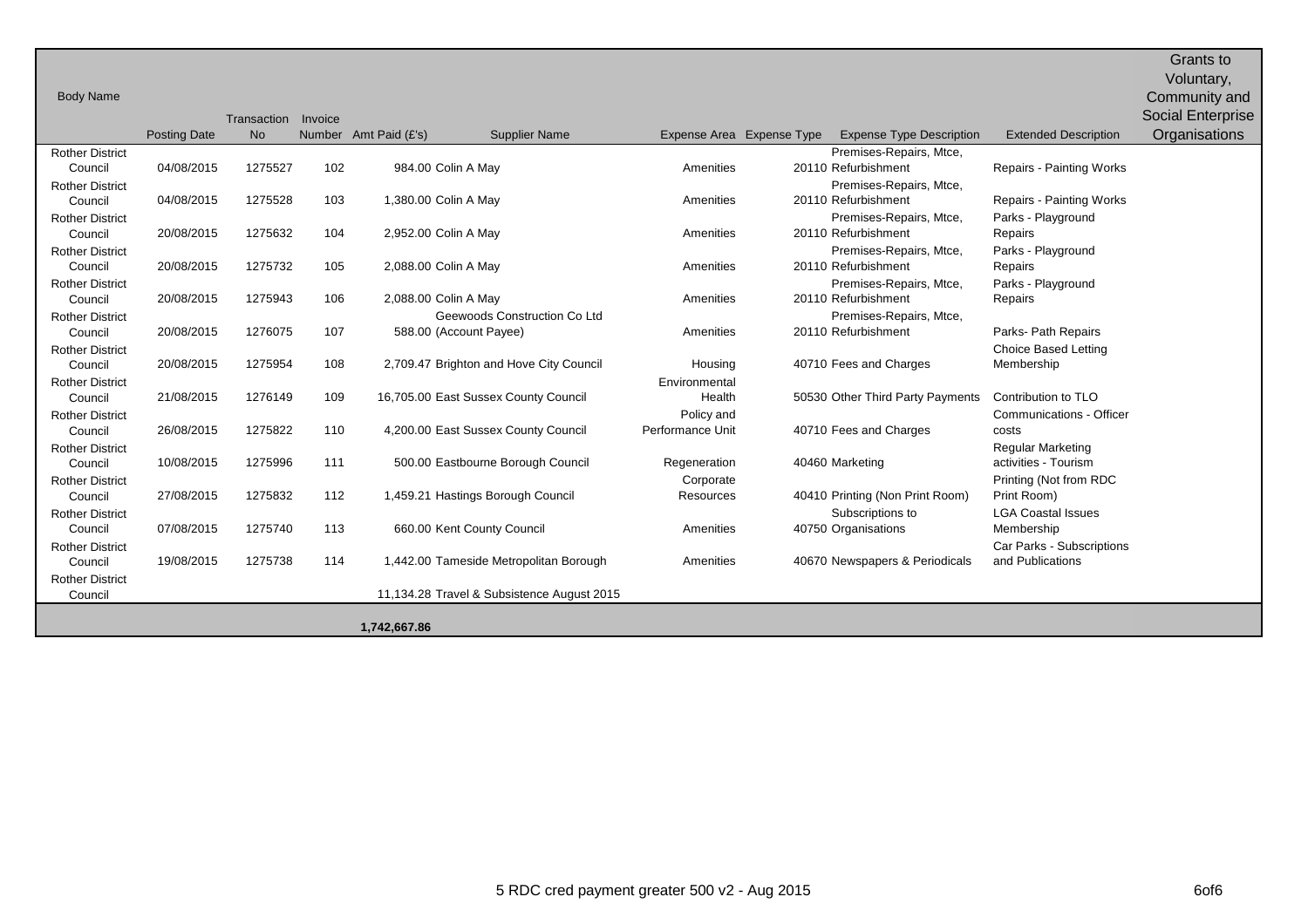| Body Name | Posting Date | Transaction No | Invoice Number | Amt Paid (£'s) | Supplier Name | Expense Area | Expense Type | Expense Type Description | Extended Description | Grants to Voluntary, Community and Social Enterprise Organisations |
|---|---|---|---|---|---|---|---|---|---|---|
| Rother District Council | 04/08/2015 | 1275527 | 102 | 984.00 | Colin A May | Amenities | 20110 | Premises-Repairs, Mtce, Refurbishment | Repairs - Painting Works | |
| Rother District Council | 04/08/2015 | 1275528 | 103 | 1,380.00 | Colin A May | Amenities | 20110 | Premises-Repairs, Mtce, Refurbishment | Repairs - Painting Works | |
| Rother District Council | 20/08/2015 | 1275632 | 104 | 2,952.00 | Colin A May | Amenities | 20110 | Premises-Repairs, Mtce, Refurbishment | Parks - Playground Repairs | |
| Rother District Council | 20/08/2015 | 1275732 | 105 | 2,088.00 | Colin A May | Amenities | 20110 | Premises-Repairs, Mtce, Refurbishment | Parks - Playground Repairs | |
| Rother District Council | 20/08/2015 | 1275943 | 106 | 2,088.00 | Colin A May | Amenities | 20110 | Premises-Repairs, Mtce, Refurbishment | Parks - Playground Repairs | |
| Rother District Council | 20/08/2015 | 1276075 | 107 | 588.00 | Geewoods Construction Co Ltd (Account Payee) | Amenities | 20110 | Premises-Repairs, Mtce, Refurbishment | Parks- Path Repairs | |
| Rother District Council | 20/08/2015 | 1275954 | 108 | 2,709.47 | Brighton and Hove City Council | Housing | 40710 | Fees and Charges | Choice Based Letting Membership | |
| Rother District Council | 21/08/2015 | 1276149 | 109 | 16,705.00 | East Sussex County Council | Environmental Health | 50530 | Other Third Party Payments | Contribution to TLO | |
| Rother District Council | 26/08/2015 | 1275822 | 110 | 4,200.00 | East Sussex County Council | Policy and Performance Unit | 40710 | Fees and Charges | Communications - Officer costs | |
| Rother District Council | 10/08/2015 | 1275996 | 111 | 500.00 | Eastbourne Borough Council | Regeneration | 40460 | Marketing | Regular Marketing activities - Tourism | |
| Rother District Council | 27/08/2015 | 1275832 | 112 | 1,459.21 | Hastings Borough Council | Corporate Resources | 40410 | Printing (Non Print Room) | Printing (Not from RDC Print Room) | |
| Rother District Council | 07/08/2015 | 1275740 | 113 | 660.00 | Kent County Council | Amenities | 40750 | Subscriptions to Organisations | LGA Coastal Issues Membership | |
| Rother District Council | 19/08/2015 | 1275738 | 114 | 1,442.00 | Tameside Metropolitan Borough | Amenities | 40670 | Newspapers & Periodicals | Car Parks - Subscriptions and Publications | |
| Rother District Council | | | | 11,134.28 | Travel & Subsistence August 2015 | | | | | |
| | | | | **1,742,667.86** | | | | | | |

5 RDC cred payment greater 500 v2 - Aug 2015